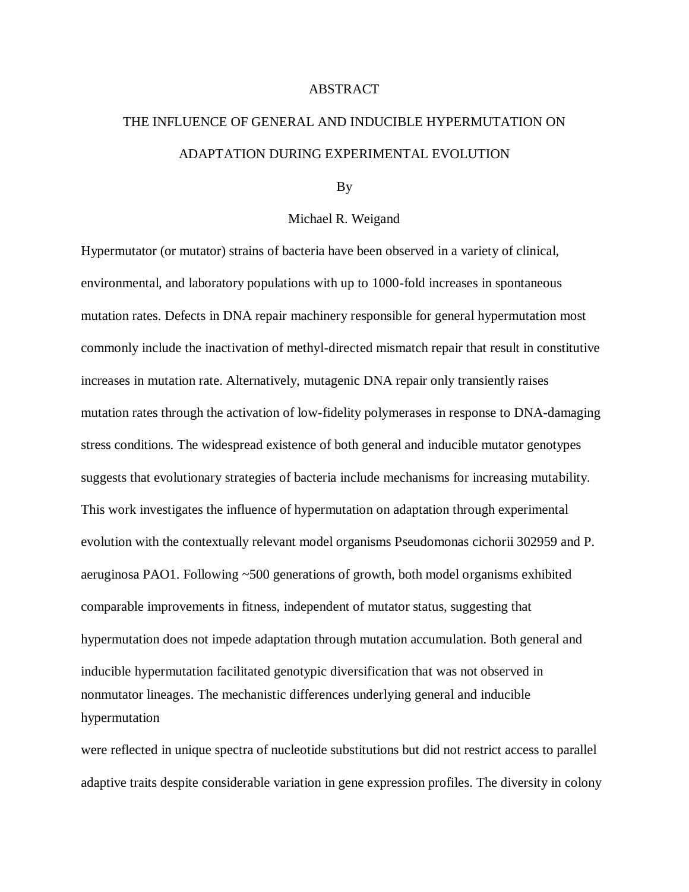# ABSTRACT

## THE INFLUENCE OF GENERAL AND INDUCIBLE HYPERMUTATION ON ADAPTATION DURING EXPERIMENTAL EVOLUTION

By

Michael R. Weigand

Hypermutator (or mutator) strains of bacteria have been observed in a variety of clinical, environmental, and laboratory populations with up to 1000-fold increases in spontaneous mutation rates. Defects in DNA repair machinery responsible for general hypermutation most commonly include the inactivation of methyl-directed mismatch repair that result in constitutive increases in mutation rate. Alternatively, mutagenic DNA repair only transiently raises mutation rates through the activation of low-fidelity polymerases in response to DNA-damaging stress conditions. The widespread existence of both general and inducible mutator genotypes suggests that evolutionary strategies of bacteria include mechanisms for increasing mutability. This work investigates the influence of hypermutation on adaptation through experimental evolution with the contextually relevant model organisms Pseudomonas cichorii 302959 and P. aeruginosa PAO1. Following ~500 generations of growth, both model organisms exhibited comparable improvements in fitness, independent of mutator status, suggesting that hypermutation does not impede adaptation through mutation accumulation. Both general and inducible hypermutation facilitated genotypic diversification that was not observed in nonmutator lineages. The mechanistic differences underlying general and inducible hypermutation were reflected in unique spectra of nucleotide substitutions but did not restrict access to parallel adaptive traits despite considerable variation in gene expression profiles. The diversity in colony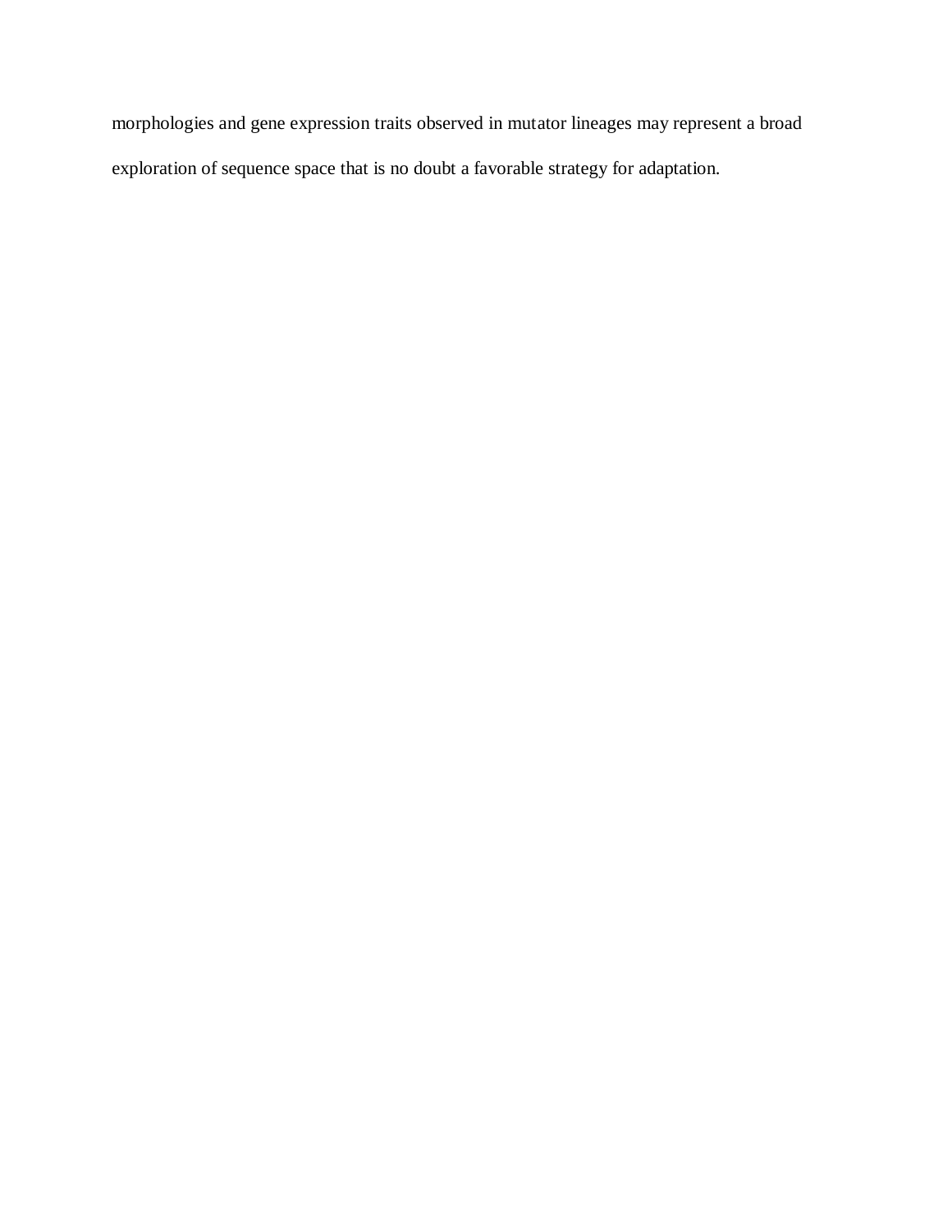morphologies and gene expression traits observed in mutator lineages may represent a broad exploration of sequence space that is no doubt a favorable strategy for adaptation.